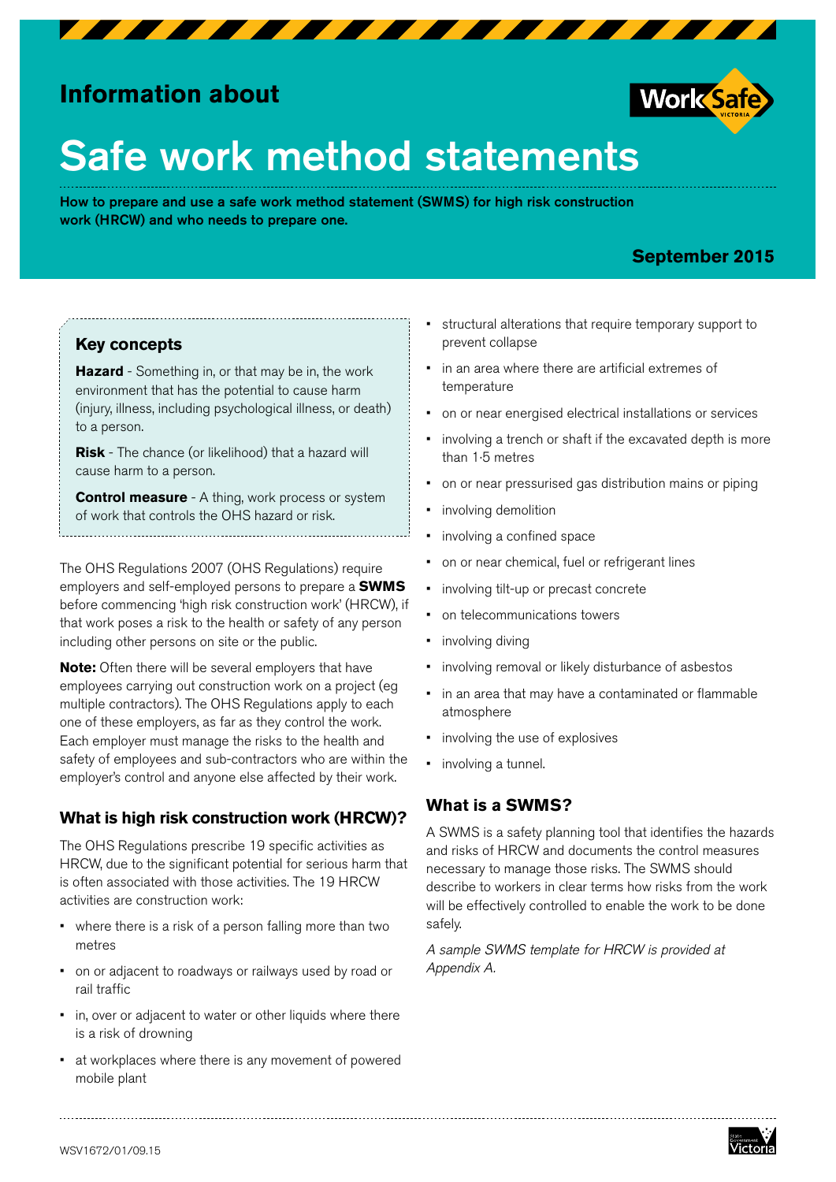Information about

# Safe work method statements

**How to prepare and use a safe work method statement (SWMS) for high risk construction work (HRCW) and who needs to prepare one.**

**September 2015**

### Key concepts

**Hazard** - Something in, or that may be in, the work environment that has the potential to cause harm (injury, illness, including psychological illness, or death) to a person.

**Risk** - The chance (or likelihood) that a hazard will cause harm to a person.

**Control measure** - A thing, work process or system of work that controls the OHS hazard or risk.

The OHS Regulations 2007 (OHS Regulations) require employers and self-employed persons to prepare a **SWMS** before commencing 'high risk construction work' (HRCW), if that work poses a risk to the health or safety of any person including other persons on site or the public.

**Note:** Often there will be several employers that have employees carrying out construction work on a project (eg multiple contractors). The OHS Regulations apply to each one of these employers, as far as they control the work. Each employer must manage the risks to the health and safety of employees and sub-contractors who are within the employer's control and anyone else affected by their work.

## What is high risk construction work (HRCW)?

The OHS Regulations prescribe 19 specific activities as HRCW, due to the significant potential for serious harm that is often associated with those activities. The 19 HRCW activities are construction work:

- where there is a risk of a person falling more than two metres
- on or adjacent to roadways or railways used by road or rail traffic
- in, over or adjacent to water or other liquids where there is a risk of drowning
- at workplaces where there is any movement of powered mobile plant
- structural alterations that require temporary support to prevent collapse
- in an area where there are artificial extremes of temperature
- on or near energised electrical installations or services
- involving a trench or shaft if the excavated depth is more than 1·5 metres
- on or near pressurised gas distribution mains or piping
- involving demolition
- involving a confined space
- on or near chemical, fuel or refrigerant lines
- involving tilt-up or precast concrete
- on telecommunications towers
- involving diving
- involving removal or likely disturbance of asbestos
- in an area that may have a contaminated or flammable atmosphere
- involving the use of explosives
- involving a tunnel.

## What is a SWMS?

A SWMS is a safety planning tool that identifies the hazards and risks of HRCW and documents the control measures necessary to manage those risks. The SWMS should describe to workers in clear terms how risks from the work will be effectively controlled to enable the work to be done safely.

*A sample SWMS template for HRCW is provided at Appendix A.*

WSV1672/01/09.15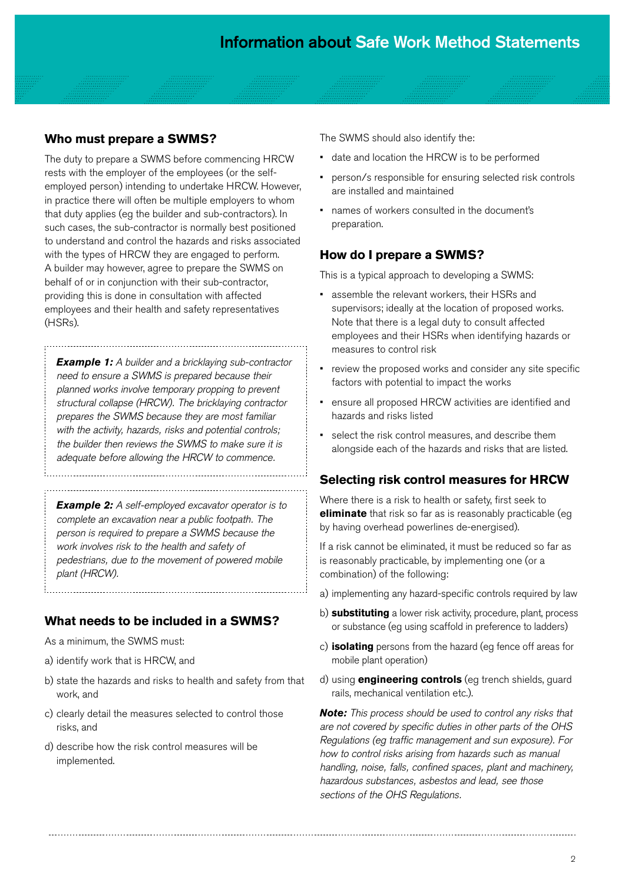## Who must prepare a SWMS?

The duty to prepare a SWMS before commencing HRCW rests with the employer of the employees (or the self-employed person) intending to undertake HRCW. However, in practice there will often be multiple employers to whom that duty applies (eg the builder and sub-contractors). In such cases, the sub-contractor is normally best positioned to understand and control the hazards and risks associated with the types of HRCW they are engaged to perform. A builder may however, agree to prepare the SWMS on behalf of or in conjunction with their sub-contractor, providing this is done in consultation with affected employees and their health and safety representatives (HSRs).

> ***Example 1:*** *A builder and a bricklaying sub-contractor need to ensure a SWMS is prepared because their planned works involve temporary propping to prevent structural collapse (HRCW). The bricklaying contractor prepares the SWMS because they are most familiar with the activity, hazards, risks and potential controls; the builder then reviews the SWMS to make sure it is adequate before allowing the HRCW to commence.*

> ***Example 2:*** *A self-employed excavator operator is to complete an excavation near a public footpath. The person is required to prepare a SWMS because the work involves risk to the health and safety of pedestrians, due to the movement of powered mobile plant (HRCW).*

## What needs to be included in a SWMS?

As a minimum, the SWMS must:

a) identify work that is HRCW, and

b) state the hazards and risks to health and safety from that work, and

c) clearly detail the measures selected to control those risks, and

d) describe how the risk control measures will be implemented.

The SWMS should also identify the:

- date and location the HRCW is to be performed
- person/s responsible for ensuring selected risk controls are installed and maintained
- names of workers consulted in the document's preparation.

## How do I prepare a SWMS?

This is a typical approach to developing a SWMS:

- assemble the relevant workers, their HSRs and supervisors; ideally at the location of proposed works. Note that there is a legal duty to consult affected employees and their HSRs when identifying hazards or measures to control risk
- review the proposed works and consider any site specific factors with potential to impact the works
- ensure all proposed HRCW activities are identified and hazards and risks listed
- select the risk control measures, and describe them alongside each of the hazards and risks that are listed.

## Selecting risk control measures for HRCW

Where there is a risk to health or safety, first seek to **eliminate** that risk so far as is reasonably practicable (eg by having overhead powerlines de-energised).

If a risk cannot be eliminated, it must be reduced so far as is reasonably practicable, by implementing one (or a combination) of the following:

a) implementing any hazard-specific controls required by law

b) **substituting** a lower risk activity, procedure, plant, process or substance (eg using scaffold in preference to ladders)

c) **isolating** persons from the hazard (eg fence off areas for mobile plant operation)

d) using **engineering controls** (eg trench shields, guard rails, mechanical ventilation etc.).

***Note:*** *This process should be used to control any risks that are not covered by specific duties in other parts of the OHS Regulations (eg traffic management and sun exposure). For how to control risks arising from hazards such as manual handling, noise, falls, confined spaces, plant and machinery, hazardous substances, asbestos and lead, see those sections of the OHS Regulations.*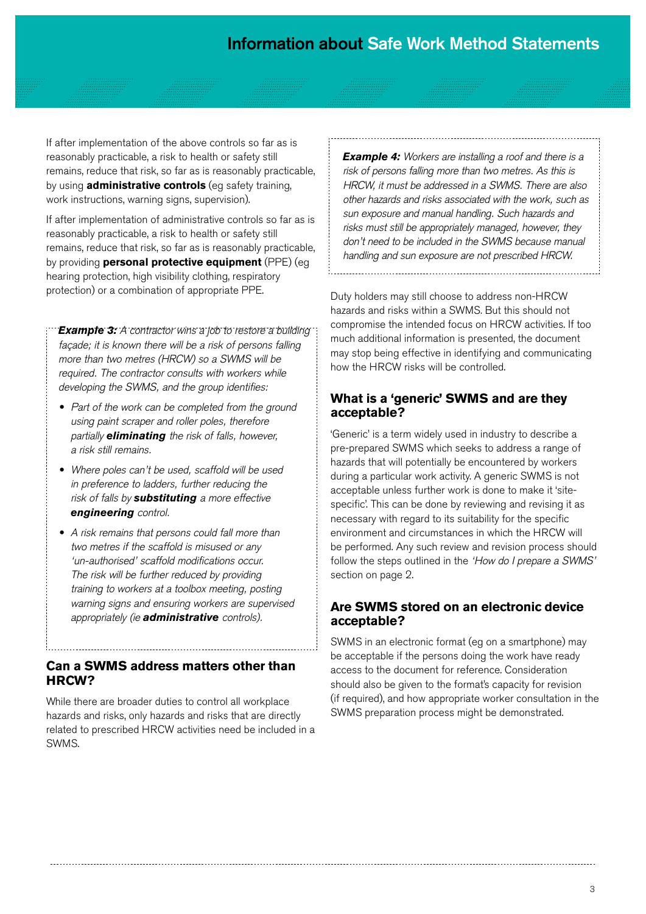If after implementation of the above controls so far as is reasonably practicable, a risk to health or safety still remains, reduce that risk, so far as is reasonably practicable, by using **administrative controls** (eg safety training, work instructions, warning signs, supervision).

If after implementation of administrative controls so far as is reasonably practicable, a risk to health or safety still remains, reduce that risk, so far as is reasonably practicable, by providing **personal protective equipment** (PPE) (eg hearing protection, high visibility clothing, respiratory protection) or a combination of appropriate PPE.

> ***Example 3:*** *A contractor wins a job to restore a building façade; it is known there will be a risk of persons falling more than two metres (HRCW) so a SWMS will be required. The contractor consults with workers while developing the SWMS, and the group identifies:*
>
> - *Part of the work can be completed from the ground using paint scraper and roller poles, therefore partially **eliminating** the risk of falls, however, a risk still remains.*
> - *Where poles can't be used, scaffold will be used in preference to ladders, further reducing the risk of falls by **substituting** a more effective **engineering** control.*
> - *A risk remains that persons could fall more than two metres if the scaffold is misused or any 'un-authorised' scaffold modifications occur. The risk will be further reduced by providing training to workers at a toolbox meeting, posting warning signs and ensuring workers are supervised appropriately (ie **administrative** controls).*

## Can a SWMS address matters other than HRCW?

While there are broader duties to control all workplace hazards and risks, only hazards and risks that are directly related to prescribed HRCW activities need be included in a SWMS.

> ***Example 4:*** *Workers are installing a roof and there is a risk of persons falling more than two metres. As this is HRCW, it must be addressed in a SWMS. There are also other hazards and risks associated with the work, such as sun exposure and manual handling. Such hazards and risks must still be appropriately managed, however, they don't need to be included in the SWMS because manual handling and sun exposure are not prescribed HRCW.*

Duty holders may still choose to address non-HRCW hazards and risks within a SWMS. But this should not compromise the intended focus on HRCW activities. If too much additional information is presented, the document may stop being effective in identifying and communicating how the HRCW risks will be controlled.

## What is a 'generic' SWMS and are they acceptable?

'Generic' is a term widely used in industry to describe a pre-prepared SWMS which seeks to address a range of hazards that will potentially be encountered by workers during a particular work activity. A generic SWMS is not acceptable unless further work is done to make it 'site-specific'. This can be done by reviewing and revising it as necessary with regard to its suitability for the specific environment and circumstances in which the HRCW will be performed. Any such review and revision process should follow the steps outlined in the *'How do I prepare a SWMS'* section on page 2.

## Are SWMS stored on an electronic device acceptable?

SWMS in an electronic format (eg on a smartphone) may be acceptable if the persons doing the work have ready access to the document for reference. Consideration should also be given to the format's capacity for revision (if required), and how appropriate worker consultation in the SWMS preparation process might be demonstrated.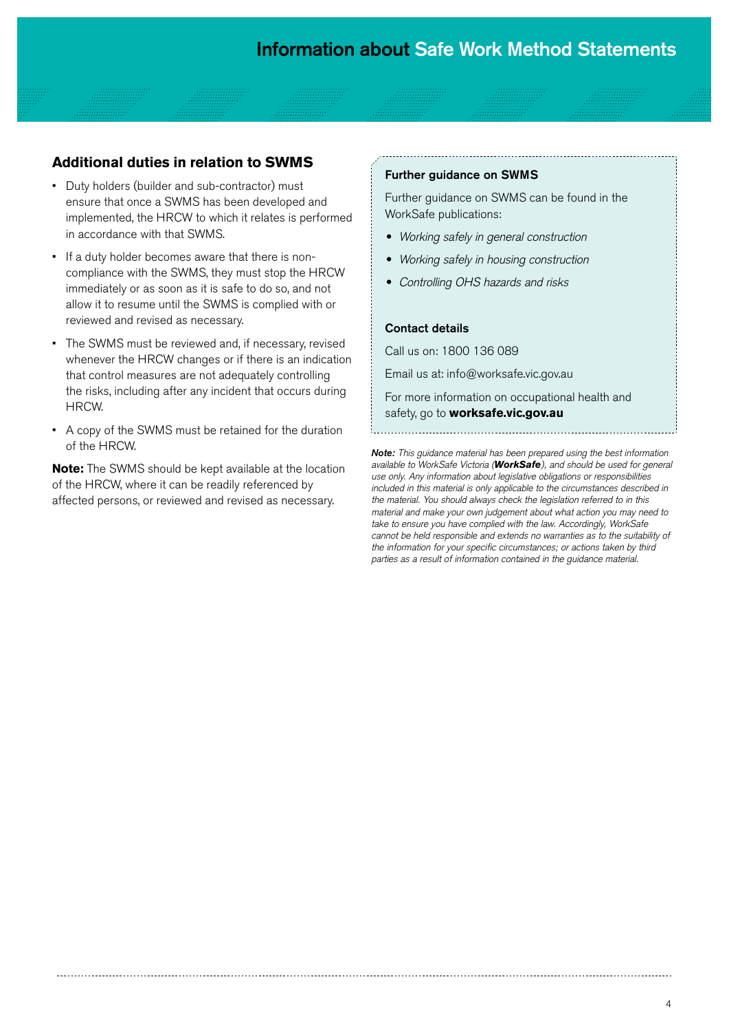## Additional duties in relation to SWMS

- Duty holders (builder and sub-contractor) must ensure that once a SWMS has been developed and implemented, the HRCW to which it relates is performed in accordance with that SWMS.
- If a duty holder becomes aware that there is non-compliance with the SWMS, they must stop the HRCW immediately or as soon as it is safe to do so, and not allow it to resume until the SWMS is complied with or reviewed and revised as necessary.
- The SWMS must be reviewed and, if necessary, revised whenever the HRCW changes or if there is an indication that control measures are not adequately controlling the risks, including after any incident that occurs during HRCW.
- A copy of the SWMS must be retained for the duration of the HRCW.

**Note:** The SWMS should be kept available at the location of the HRCW, where it can be readily referenced by affected persons, or reviewed and revised as necessary.

### Further guidance on SWMS

Further guidance on SWMS can be found in the WorkSafe publications:

- *Working safely in general construction*
- *Working safely in housing construction*
- *Controlling OHS hazards and risks*

### Contact details

Call us on: 1800 136 089

Email us at: info@worksafe.vic.gov.au

For more information on occupational health and safety, go to **worksafe.vic.gov.au**

***Note:** This guidance material has been prepared using the best information available to WorkSafe Victoria (**WorkSafe**), and should be used for general use only. Any information about legislative obligations or responsibilities included in this material is only applicable to the circumstances described in the material. You should always check the legislation referred to in this material and make your own judgement about what action you may need to take to ensure you have complied with the law. Accordingly, WorkSafe cannot be held responsible and extends no warranties as to the suitability of the information for your specific circumstances; or actions taken by third parties as a result of information contained in the guidance material.*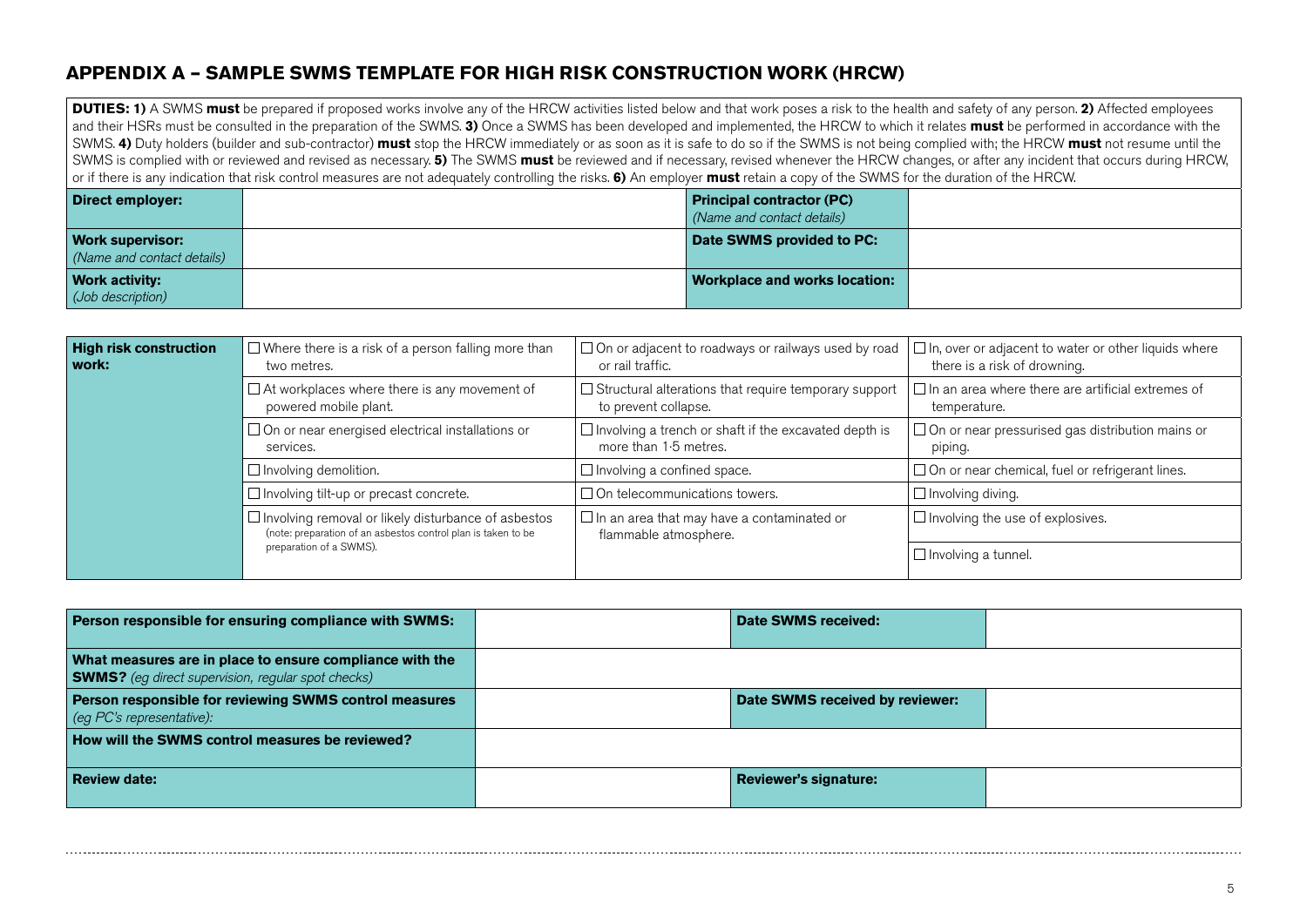## APPENDIX A – SAMPLE SWMS TEMPLATE FOR HIGH RISK CONSTRUCTION WORK (HRCW)

**DUTIES: 1)** A SWMS **must** be prepared if proposed works involve any of the HRCW activities listed below and that work poses a risk to the health and safety of any person. **2)** Affected employees and their HSRs must be consulted in the preparation of the SWMS. **3)** Once a SWMS has been developed and implemented, the HRCW to which it relates **must** be performed in accordance with the SWMS. **4)** Duty holders (builder and sub-contractor) **must** stop the HRCW immediately or as soon as it is safe to do so if the SWMS is not being complied with; the HRCW **must** not resume until the SWMS is complied with or reviewed and revised as necessary. **5)** The SWMS **must** be reviewed and if necessary, revised whenever the HRCW changes, or after any incident that occurs during HRCW, or if there is any indication that risk control measures are not adequately controlling the risks. **6)** An employer **must** retain a copy of the SWMS for the duration of the HRCW.

| | | | |
|---|---|---|---|
| **Direct employer:** | | **Principal contractor (PC)** *(Name and contact details)* | |
| **Work supervisor:** *(Name and contact details)* | | **Date SWMS provided to PC:** | |
| **Work activity:** *(Job description)* | | **Workplace and works location:** | |

| | | | |
|---|---|---|---|
| **High risk construction work:** | ☐ Where there is a risk of a person falling more than two metres. | ☐ On or adjacent to roadways or railways used by road or rail traffic. | ☐ In, over or adjacent to water or other liquids where there is a risk of drowning. |
| | ☐ At workplaces where there is any movement of powered mobile plant. | ☐ Structural alterations that require temporary support to prevent collapse. | ☐ In an area where there are artificial extremes of temperature. |
| | ☐ On or near energised electrical installations or services. | ☐ Involving a trench or shaft if the excavated depth is more than 1·5 metres. | ☐ On or near pressurised gas distribution mains or piping. |
| | ☐ Involving demolition. | ☐ Involving a confined space. | ☐ On or near chemical, fuel or refrigerant lines. |
| | ☐ Involving tilt-up or precast concrete. | ☐ On telecommunications towers. | ☐ Involving diving. |
| | ☐ Involving removal or likely disturbance of asbestos (note: preparation of an asbestos control plan is taken to be preparation of a SWMS). | ☐ In an area that may have a contaminated or flammable atmosphere. | ☐ Involving the use of explosives. |
| | | | ☐ Involving a tunnel. |

| | | | |
|---|---|---|---|
| **Person responsible for ensuring compliance with SWMS:** | | **Date SWMS received:** | |
| **What measures are in place to ensure compliance with the SWMS?** *(eg direct supervision, regular spot checks)* | | | |
| **Person responsible for reviewing SWMS control measures** *(eg PC's representative):* | | **Date SWMS received by reviewer:** | |
| **How will the SWMS control measures be reviewed?** | | | |
| **Review date:** | | **Reviewer's signature:** | |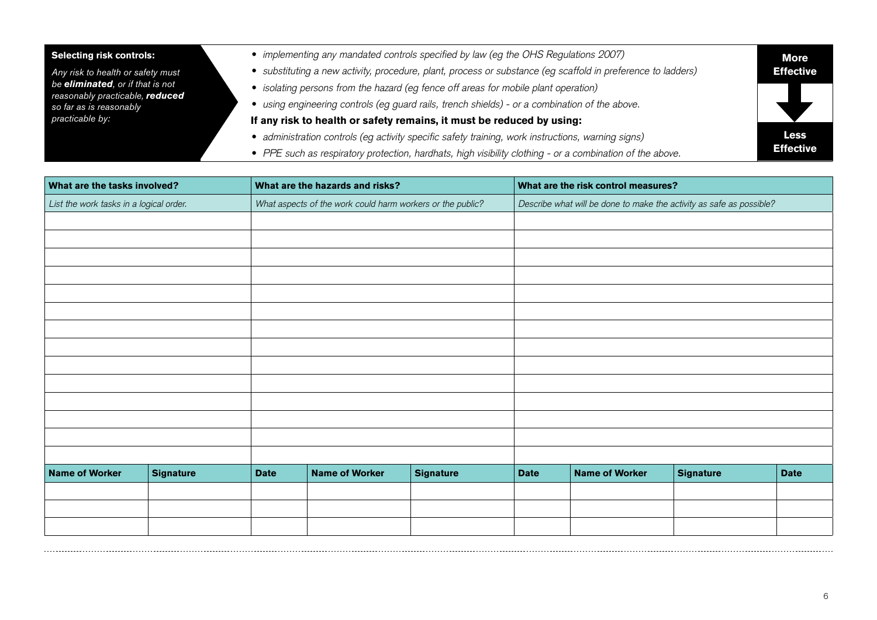**Selecting risk controls:**

*Any risk to health or safety must be* ***eliminated****, or if that is not reasonably practicable,* ***reduced*** *so far as is reasonably practicable by:*

- *implementing any mandated controls specified by law (eg the OHS Regulations 2007)*
- *substituting a new activity, procedure, plant, process or substance (eg scaffold in preference to ladders)*
- *isolating persons from the hazard (eg fence off areas for mobile plant operation)*
- *using engineering controls (eg guard rails, trench shields) - or a combination of the above.*

**If any risk to health or safety remains, it must be reduced by using:**

- *administration controls (eg activity specific safety training, work instructions, warning signs)*
- *PPE such as respiratory protection, hardhats, high visibility clothing - or a combination of the above.*

**More Effective**

**Less Effective**

| **What are the tasks involved?** | **What are the hazards and risks?** | **What are the risk control measures?** |
|---|---|---|
| *List the work tasks in a logical order.* | *What aspects of the work could harm workers or the public?* | *Describe what will be done to make the activity as safe as possible?* |
| | | |
| | | |
| | | |
| | | |
| | | |
| | | |
| | | |
| | | |
| | | |
| | | |
| | | |
| | | |
| | | |
| | | |

| **Name of Worker** | **Signature** | **Date** | **Name of Worker** | **Signature** | **Date** | **Name of Worker** | **Signature** | **Date** |
|---|---|---|---|---|---|---|---|---|
| | | | | | | | | |
| | | | | | | | | |
| | | | | | | | | |